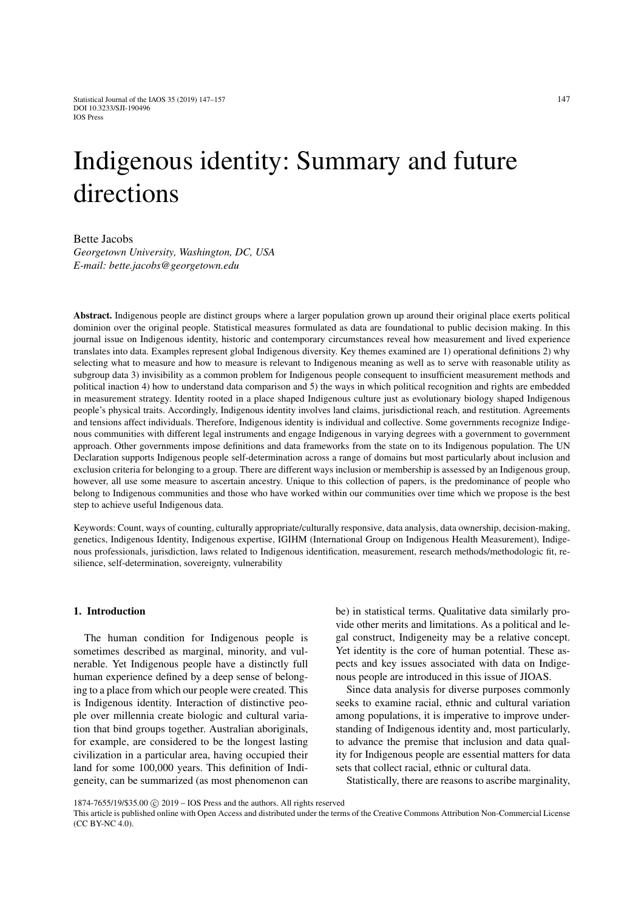# Indigenous identity: Summary and future directions

Bette Jacobs
*Georgetown University, Washington, DC, USA*
*E-mail: bette.jacobs@georgetown.edu*

**Abstract.** Indigenous people are distinct groups where a larger population grown up around their original place exerts political dominion over the original people. Statistical measures formulated as data are foundational to public decision making. In this journal issue on Indigenous identity, historic and contemporary circumstances reveal how measurement and lived experience translates into data. Examples represent global Indigenous diversity. Key themes examined are 1) operational definitions 2) why selecting what to measure and how to measure is relevant to Indigenous meaning as well as to serve with reasonable utility as subgroup data 3) invisibility as a common problem for Indigenous people consequent to insufficient measurement methods and political inaction 4) how to understand data comparison and 5) the ways in which political recognition and rights are embedded in measurement strategy. Identity rooted in a place shaped Indigenous culture just as evolutionary biology shaped Indigenous people's physical traits. Accordingly, Indigenous identity involves land claims, jurisdictional reach, and restitution. Agreements and tensions affect individuals. Therefore, Indigenous identity is individual and collective. Some governments recognize Indigenous communities with different legal instruments and engage Indigenous in varying degrees with a government to government approach. Other governments impose definitions and data frameworks from the state on to its Indigenous population. The UN Declaration supports Indigenous people self-determination across a range of domains but most particularly about inclusion and exclusion criteria for belonging to a group. There are different ways inclusion or membership is assessed by an Indigenous group, however, all use some measure to ascertain ancestry. Unique to this collection of papers, is the predominance of people who belong to Indigenous communities and those who have worked within our communities over time which we propose is the best step to achieve useful Indigenous data.

Keywords: Count, ways of counting, culturally appropriate/culturally responsive, data analysis, data ownership, decision-making, genetics, Indigenous Identity, Indigenous expertise, IGIHM (International Group on Indigenous Health Measurement), Indigenous professionals, jurisdiction, laws related to Indigenous identification, measurement, research methods/methodologic fit, resilience, self-determination, sovereignty, vulnerability

## 1. Introduction

The human condition for Indigenous people is sometimes described as marginal, minority, and vulnerable. Yet Indigenous people have a distinctly full human experience defined by a deep sense of belonging to a place from which our people were created. This is Indigenous identity. Interaction of distinctive people over millennia create biologic and cultural variation that bind groups together. Australian aboriginals, for example, are considered to be the longest lasting civilization in a particular area, having occupied their land for some 100,000 years. This definition of Indigeneity, can be summarized (as most phenomenon can be) in statistical terms. Qualitative data similarly provide other merits and limitations. As a political and legal construct, Indigeneity may be a relative concept. Yet identity is the core of human potential. These aspects and key issues associated with data on Indigenous people are introduced in this issue of JIOAS.

Since data analysis for diverse purposes commonly seeks to examine racial, ethnic and cultural variation among populations, it is imperative to improve understanding of Indigenous identity and, most particularly, to advance the premise that inclusion and data quality for Indigenous people are essential matters for data sets that collect racial, ethnic or cultural data.

Statistically, there are reasons to ascribe marginality,

1874-7655/19/$35.00 © 2019 – IOS Press and the authors. All rights reserved
This article is published online with Open Access and distributed under the terms of the Creative Commons Attribution Non-Commercial License (CC BY-NC 4.0).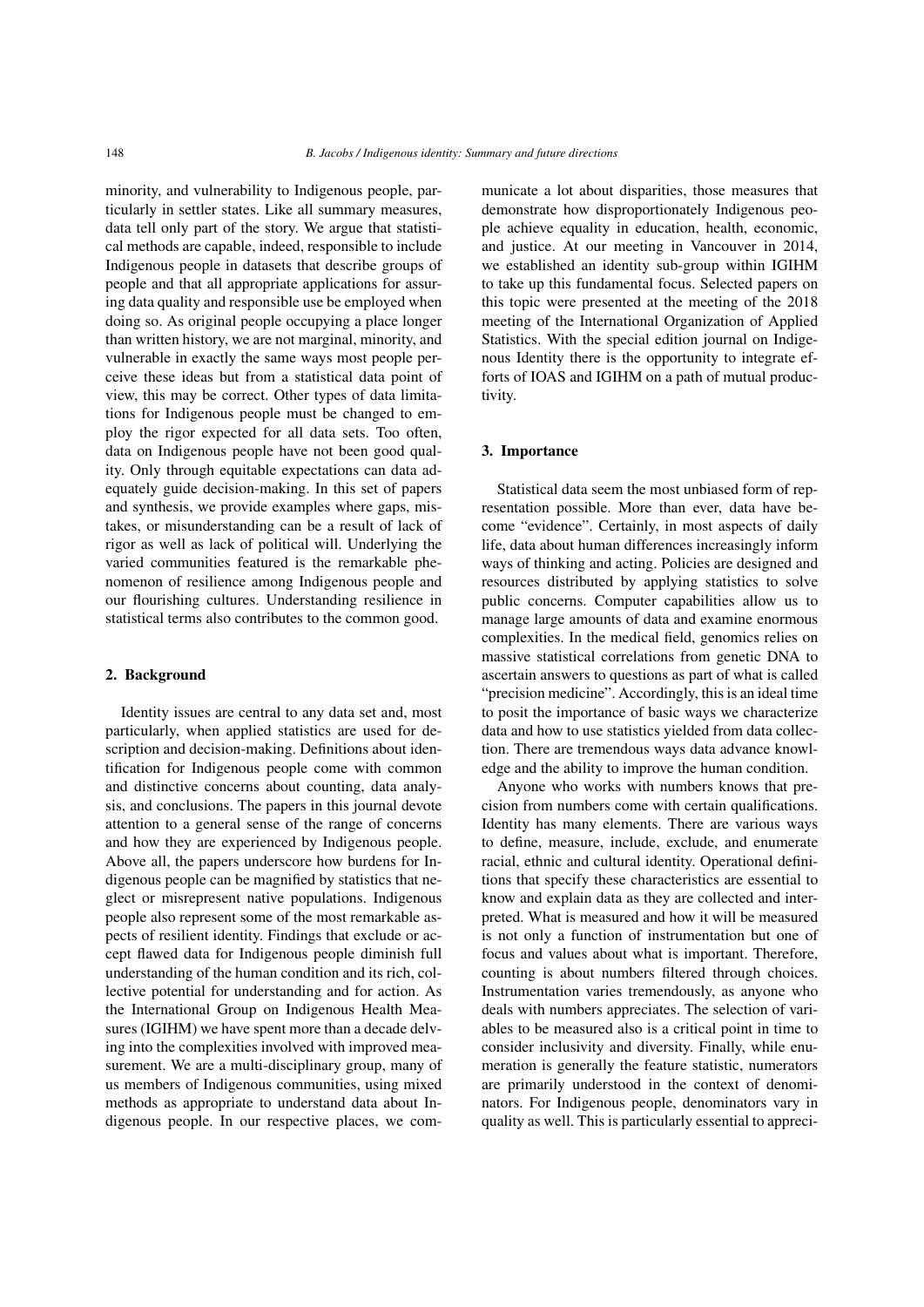minority, and vulnerability to Indigenous people, particularly in settler states. Like all summary measures, data tell only part of the story. We argue that statistical methods are capable, indeed, responsible to include Indigenous people in datasets that describe groups of people and that all appropriate applications for assuring data quality and responsible use be employed when doing so. As original people occupying a place longer than written history, we are not marginal, minority, and vulnerable in exactly the same ways most people perceive these ideas but from a statistical data point of view, this may be correct. Other types of data limitations for Indigenous people must be changed to employ the rigor expected for all data sets. Too often, data on Indigenous people have not been good quality. Only through equitable expectations can data adequately guide decision-making. In this set of papers and synthesis, we provide examples where gaps, mistakes, or misunderstanding can be a result of lack of rigor as well as lack of political will. Underlying the varied communities featured is the remarkable phenomenon of resilience among Indigenous people and our flourishing cultures. Understanding resilience in statistical terms also contributes to the common good.

## 2. Background

Identity issues are central to any data set and, most particularly, when applied statistics are used for description and decision-making. Definitions about identification for Indigenous people come with common and distinctive concerns about counting, data analysis, and conclusions. The papers in this journal devote attention to a general sense of the range of concerns and how they are experienced by Indigenous people. Above all, the papers underscore how burdens for Indigenous people can be magnified by statistics that neglect or misrepresent native populations. Indigenous people also represent some of the most remarkable aspects of resilient identity. Findings that exclude or accept flawed data for Indigenous people diminish full understanding of the human condition and its rich, collective potential for understanding and for action. As the International Group on Indigenous Health Measures (IGIHM) we have spent more than a decade delving into the complexities involved with improved measurement. We are a multi-disciplinary group, many of us members of Indigenous communities, using mixed methods as appropriate to understand data about Indigenous people. In our respective places, we communicate a lot about disparities, those measures that demonstrate how disproportionately Indigenous people achieve equality in education, health, economic, and justice. At our meeting in Vancouver in 2014, we established an identity sub-group within IGIHM to take up this fundamental focus. Selected papers on this topic were presented at the meeting of the 2018 meeting of the International Organization of Applied Statistics. With the special edition journal on Indigenous Identity there is the opportunity to integrate efforts of IOAS and IGIHM on a path of mutual productivity.

## 3. Importance

Statistical data seem the most unbiased form of representation possible. More than ever, data have become "evidence". Certainly, in most aspects of daily life, data about human differences increasingly inform ways of thinking and acting. Policies are designed and resources distributed by applying statistics to solve public concerns. Computer capabilities allow us to manage large amounts of data and examine enormous complexities. In the medical field, genomics relies on massive statistical correlations from genetic DNA to ascertain answers to questions as part of what is called "precision medicine". Accordingly, this is an ideal time to posit the importance of basic ways we characterize data and how to use statistics yielded from data collection. There are tremendous ways data advance knowledge and the ability to improve the human condition.

Anyone who works with numbers knows that precision from numbers come with certain qualifications. Identity has many elements. There are various ways to define, measure, include, exclude, and enumerate racial, ethnic and cultural identity. Operational definitions that specify these characteristics are essential to know and explain data as they are collected and interpreted. What is measured and how it will be measured is not only a function of instrumentation but one of focus and values about what is important. Therefore, counting is about numbers filtered through choices. Instrumentation varies tremendously, as anyone who deals with numbers appreciates. The selection of variables to be measured also is a critical point in time to consider inclusivity and diversity. Finally, while enumeration is generally the feature statistic, numerators are primarily understood in the context of denominators. For Indigenous people, denominators vary in quality as well. This is particularly essential to appreci-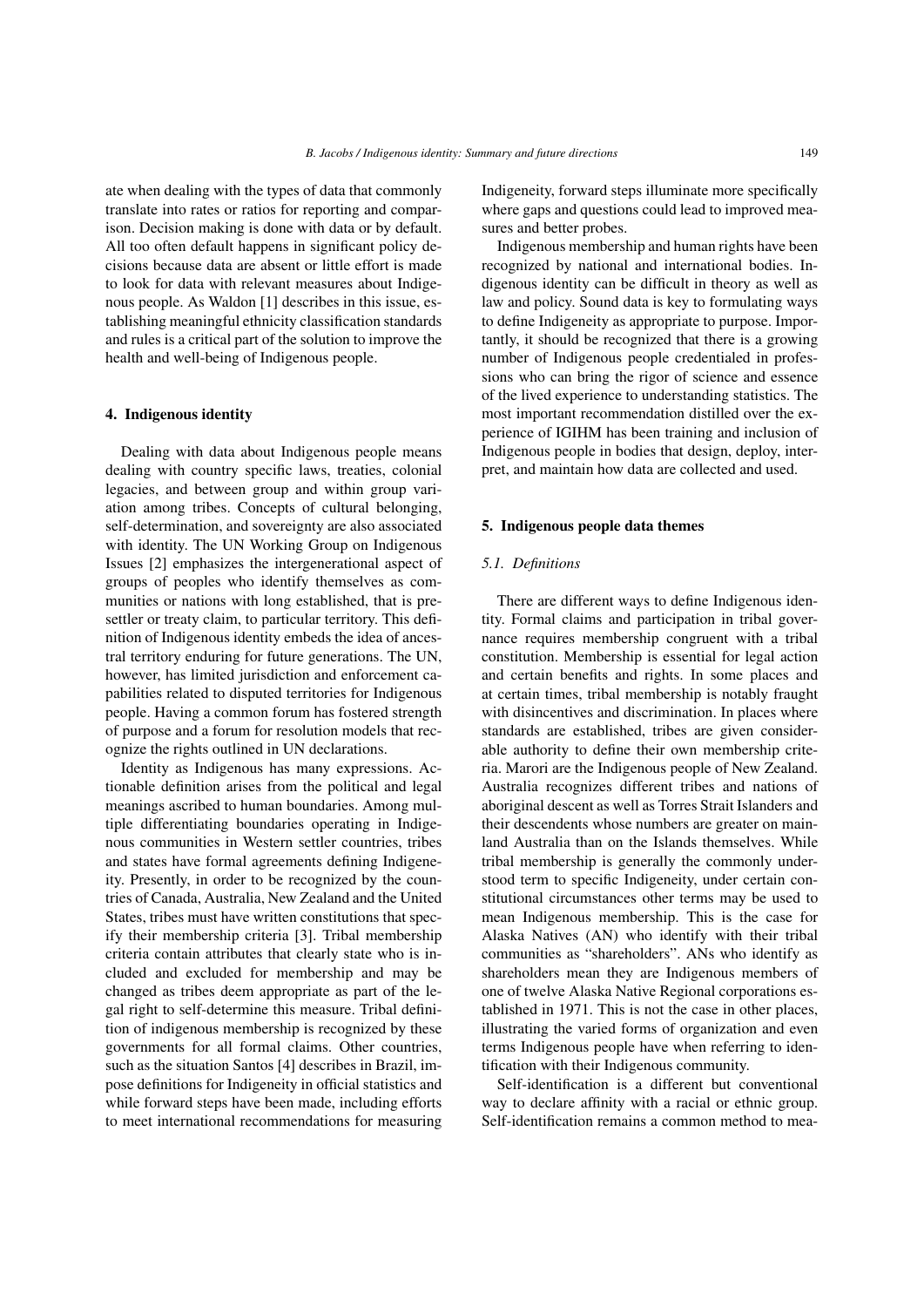ate when dealing with the types of data that commonly translate into rates or ratios for reporting and comparison. Decision making is done with data or by default. All too often default happens in significant policy decisions because data are absent or little effort is made to look for data with relevant measures about Indigenous people. As Waldon [1] describes in this issue, establishing meaningful ethnicity classification standards and rules is a critical part of the solution to improve the health and well-being of Indigenous people.

## 4. Indigenous identity

Dealing with data about Indigenous people means dealing with country specific laws, treaties, colonial legacies, and between group and within group variation among tribes. Concepts of cultural belonging, self-determination, and sovereignty are also associated with identity. The UN Working Group on Indigenous Issues [2] emphasizes the intergenerational aspect of groups of peoples who identify themselves as communities or nations with long established, that is pre-settler or treaty claim, to particular territory. This definition of Indigenous identity embeds the idea of ancestral territory enduring for future generations. The UN, however, has limited jurisdiction and enforcement capabilities related to disputed territories for Indigenous people. Having a common forum has fostered strength of purpose and a forum for resolution models that recognize the rights outlined in UN declarations.

Identity as Indigenous has many expressions. Actionable definition arises from the political and legal meanings ascribed to human boundaries. Among multiple differentiating boundaries operating in Indigenous communities in Western settler countries, tribes and states have formal agreements defining Indigeneity. Presently, in order to be recognized by the countries of Canada, Australia, New Zealand and the United States, tribes must have written constitutions that specify their membership criteria [3]. Tribal membership criteria contain attributes that clearly state who is included and excluded for membership and may be changed as tribes deem appropriate as part of the legal right to self-determine this measure. Tribal definition of indigenous membership is recognized by these governments for all formal claims. Other countries, such as the situation Santos [4] describes in Brazil, impose definitions for Indigeneity in official statistics and while forward steps have been made, including efforts to meet international recommendations for measuring Indigeneity, forward steps illuminate more specifically where gaps and questions could lead to improved measures and better probes.

Indigenous membership and human rights have been recognized by national and international bodies. Indigenous identity can be difficult in theory as well as law and policy. Sound data is key to formulating ways to define Indigeneity as appropriate to purpose. Importantly, it should be recognized that there is a growing number of Indigenous people credentialed in professions who can bring the rigor of science and essence of the lived experience to understanding statistics. The most important recommendation distilled over the experience of IGIHM has been training and inclusion of Indigenous people in bodies that design, deploy, interpret, and maintain how data are collected and used.

## 5. Indigenous people data themes

### *5.1. Definitions*

There are different ways to define Indigenous identity. Formal claims and participation in tribal governance requires membership congruent with a tribal constitution. Membership is essential for legal action and certain benefits and rights. In some places and at certain times, tribal membership is notably fraught with disincentives and discrimination. In places where standards are established, tribes are given considerable authority to define their own membership criteria. Marori are the Indigenous people of New Zealand. Australia recognizes different tribes and nations of aboriginal descent as well as Torres Strait Islanders and their descendents whose numbers are greater on mainland Australia than on the Islands themselves. While tribal membership is generally the commonly understood term to specific Indigeneity, under certain constitutional circumstances other terms may be used to mean Indigenous membership. This is the case for Alaska Natives (AN) who identify with their tribal communities as "shareholders". ANs who identify as shareholders mean they are Indigenous members of one of twelve Alaska Native Regional corporations established in 1971. This is not the case in other places, illustrating the varied forms of organization and even terms Indigenous people have when referring to identification with their Indigenous community.

Self-identification is a different but conventional way to declare affinity with a racial or ethnic group. Self-identification remains a common method to mea-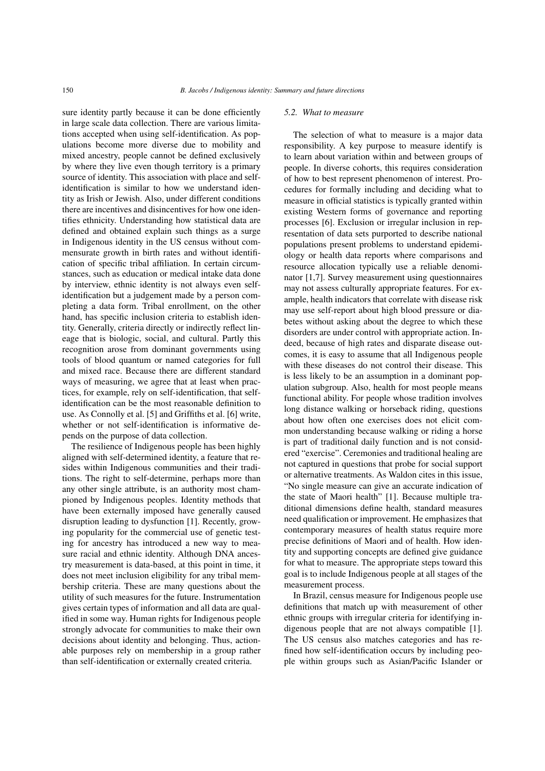sure identity partly because it can be done efficiently in large scale data collection. There are various limitations accepted when using self-identification. As populations become more diverse due to mobility and mixed ancestry, people cannot be defined exclusively by where they live even though territory is a primary source of identity. This association with place and self-identification is similar to how we understand identity as Irish or Jewish. Also, under different conditions there are incentives and disincentives for how one identifies ethnicity. Understanding how statistical data are defined and obtained explain such things as a surge in Indigenous identity in the US census without commensurate growth in birth rates and without identification of specific tribal affiliation. In certain circumstances, such as education or medical intake data done by interview, ethnic identity is not always even self-identification but a judgement made by a person completing a data form. Tribal enrollment, on the other hand, has specific inclusion criteria to establish identity. Generally, criteria directly or indirectly reflect lineage that is biologic, social, and cultural. Partly this recognition arose from dominant governments using tools of blood quantum or named categories for full and mixed race. Because there are different standard ways of measuring, we agree that at least when practices, for example, rely on self-identification, that self-identification can be the most reasonable definition to use. As Connolly et al. [5] and Griffiths et al. [6] write, whether or not self-identification is informative depends on the purpose of data collection.

The resilience of Indigenous people has been highly aligned with self-determined identity, a feature that resides within Indigenous communities and their traditions. The right to self-determine, perhaps more than any other single attribute, is an authority most championed by Indigenous peoples. Identity methods that have been externally imposed have generally caused disruption leading to dysfunction [1]. Recently, growing popularity for the commercial use of genetic testing for ancestry has introduced a new way to measure racial and ethnic identity. Although DNA ancestry measurement is data-based, at this point in time, it does not meet inclusion eligibility for any tribal membership criteria. These are many questions about the utility of such measures for the future. Instrumentation gives certain types of information and all data are qualified in some way. Human rights for Indigenous people strongly advocate for communities to make their own decisions about identity and belonging. Thus, actionable purposes rely on membership in a group rather than self-identification or externally created criteria.

### *5.2. What to measure*

The selection of what to measure is a major data responsibility. A key purpose to measure identify is to learn about variation within and between groups of people. In diverse cohorts, this requires consideration of how to best represent phenomenon of interest. Procedures for formally including and deciding what to measure in official statistics is typically granted within existing Western forms of governance and reporting processes [6]. Exclusion or irregular inclusion in representation of data sets purported to describe national populations present problems to understand epidemiology or health data reports where comparisons and resource allocation typically use a reliable denominator [1,7]. Survey measurement using questionnaires may not assess culturally appropriate features. For example, health indicators that correlate with disease risk may use self-report about high blood pressure or diabetes without asking about the degree to which these disorders are under control with appropriate action. Indeed, because of high rates and disparate disease outcomes, it is easy to assume that all Indigenous people with these diseases do not control their disease. This is less likely to be an assumption in a dominant population subgroup. Also, health for most people means functional ability. For people whose tradition involves long distance walking or horseback riding, questions about how often one exercises does not elicit common understanding because walking or riding a horse is part of traditional daily function and is not considered "exercise". Ceremonies and traditional healing are not captured in questions that probe for social support or alternative treatments. As Waldon cites in this issue, "No single measure can give an accurate indication of the state of Maori health" [1]. Because multiple traditional dimensions define health, standard measures need qualification or improvement. He emphasizes that contemporary measures of health status require more precise definitions of Maori and of health. How identity and supporting concepts are defined give guidance for what to measure. The appropriate steps toward this goal is to include Indigenous people at all stages of the measurement process.

In Brazil, census measure for Indigenous people use definitions that match up with measurement of other ethnic groups with irregular criteria for identifying indigenous people that are not always compatible [1]. The US census also matches categories and has refined how self-identification occurs by including people within groups such as Asian/Pacific Islander or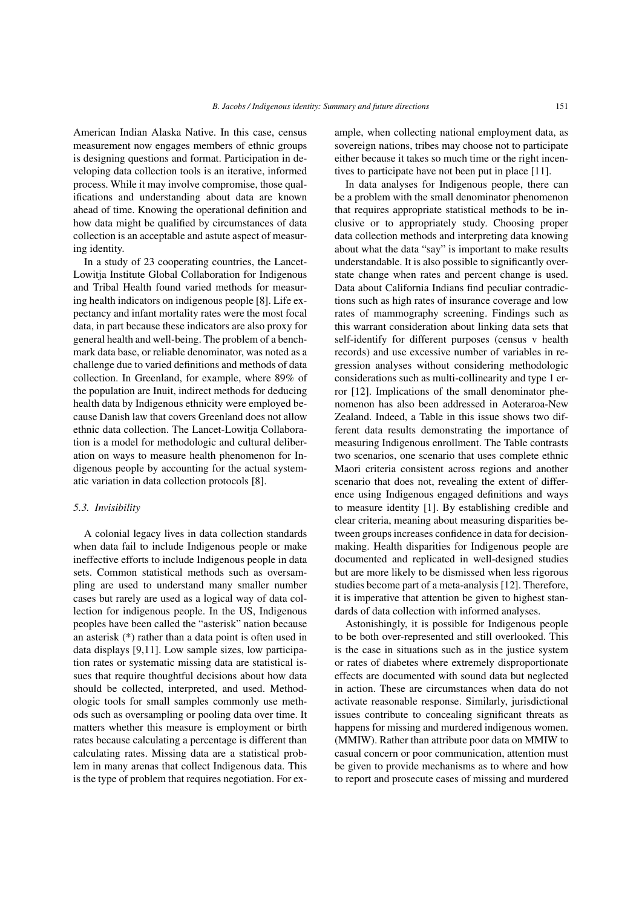American Indian Alaska Native. In this case, census measurement now engages members of ethnic groups is designing questions and format. Participation in developing data collection tools is an iterative, informed process. While it may involve compromise, those qualifications and understanding about data are known ahead of time. Knowing the operational definition and how data might be qualified by circumstances of data collection is an acceptable and astute aspect of measuring identity.

In a study of 23 cooperating countries, the Lancet-Lowitja Institute Global Collaboration for Indigenous and Tribal Health found varied methods for measuring health indicators on indigenous people [8]. Life expectancy and infant mortality rates were the most focal data, in part because these indicators are also proxy for general health and well-being. The problem of a benchmark data base, or reliable denominator, was noted as a challenge due to varied definitions and methods of data collection. In Greenland, for example, where 89% of the population are Inuit, indirect methods for deducing health data by Indigenous ethnicity were employed because Danish law that covers Greenland does not allow ethnic data collection. The Lancet-Lowitja Collaboration is a model for methodologic and cultural deliberation on ways to measure health phenomenon for Indigenous people by accounting for the actual systematic variation in data collection protocols [8].

### 5.3. *Invisibility*

A colonial legacy lives in data collection standards when data fail to include Indigenous people or make ineffective efforts to include Indigenous people in data sets. Common statistical methods such as oversampling are used to understand many smaller number cases but rarely are used as a logical way of data collection for indigenous people. In the US, Indigenous peoples have been called the "asterisk" nation because an asterisk (*) rather than a data point is often used in data displays [9,11]. Low sample sizes, low participation rates or systematic missing data are statistical issues that require thoughtful decisions about how data should be collected, interpreted, and used. Methodologic tools for small samples commonly use methods such as oversampling or pooling data over time. It matters whether this measure is employment or birth rates because calculating a percentage is different than calculating rates. Missing data are a statistical problem in many arenas that collect Indigenous data. This is the type of problem that requires negotiation. For example, when collecting national employment data, as sovereign nations, tribes may choose not to participate either because it takes so much time or the right incentives to participate have not been put in place [11].

In data analyses for Indigenous people, there can be a problem with the small denominator phenomenon that requires appropriate statistical methods to be inclusive or to appropriately study. Choosing proper data collection methods and interpreting data knowing about what the data "say" is important to make results understandable. It is also possible to significantly overstate change when rates and percent change is used. Data about California Indians find peculiar contradictions such as high rates of insurance coverage and low rates of mammography screening. Findings such as this warrant consideration about linking data sets that self-identify for different purposes (census v health records) and use excessive number of variables in regression analyses without considering methodologic considerations such as multi-collinearity and type 1 error [12]. Implications of the small denominator phenomenon has also been addressed in Aoteraroa-New Zealand. Indeed, a Table in this issue shows two different data results demonstrating the importance of measuring Indigenous enrollment. The Table contrasts two scenarios, one scenario that uses complete ethnic Maori criteria consistent across regions and another scenario that does not, revealing the extent of difference using Indigenous engaged definitions and ways to measure identity [1]. By establishing credible and clear criteria, meaning about measuring disparities between groups increases confidence in data for decision-making. Health disparities for Indigenous people are documented and replicated in well-designed studies but are more likely to be dismissed when less rigorous studies become part of a meta-analysis [12]. Therefore, it is imperative that attention be given to highest standards of data collection with informed analyses.

Astonishingly, it is possible for Indigenous people to be both over-represented and still overlooked. This is the case in situations such as in the justice system or rates of diabetes where extremely disproportionate effects are documented with sound data but neglected in action. These are circumstances when data do not activate reasonable response. Similarly, jurisdictional issues contribute to concealing significant threats as happens for missing and murdered indigenous women. (MMIW). Rather than attribute poor data on MMIW to casual concern or poor communication, attention must be given to provide mechanisms as to where and how to report and prosecute cases of missing and murdered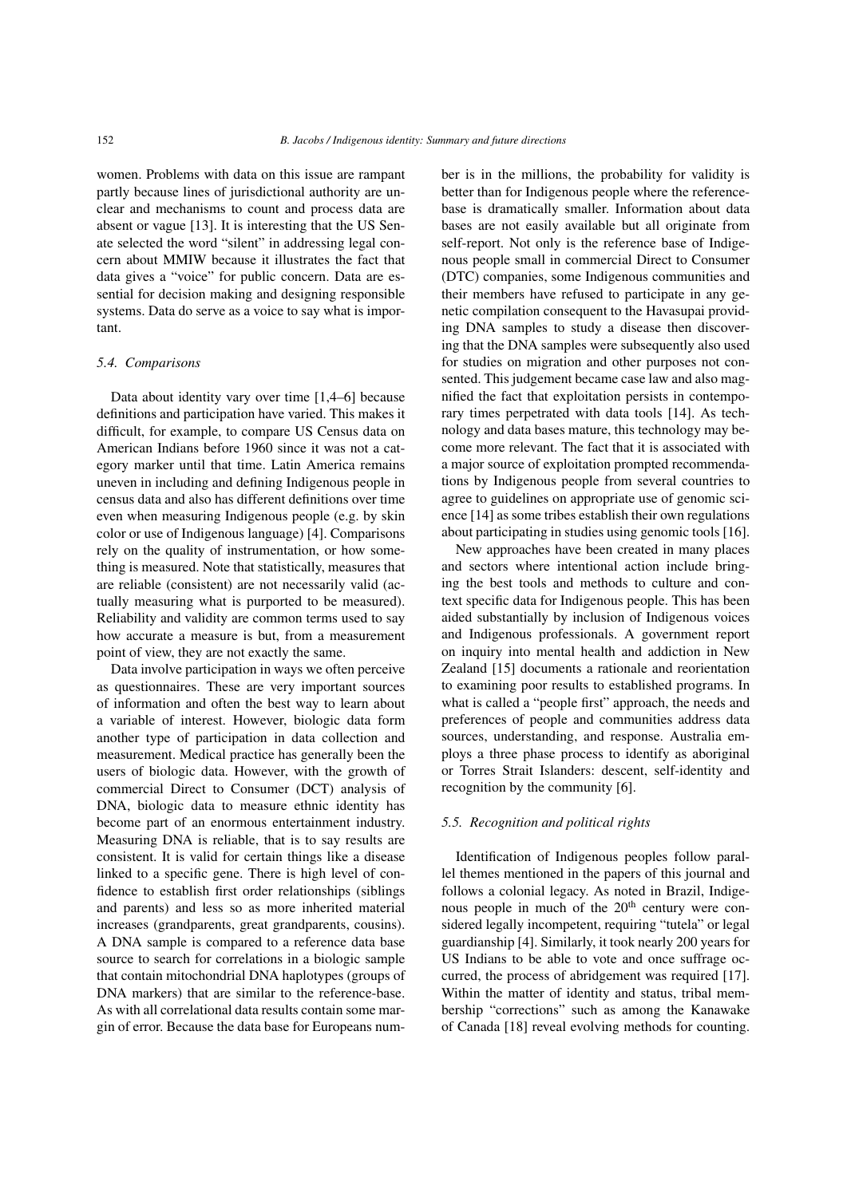women. Problems with data on this issue are rampant partly because lines of jurisdictional authority are unclear and mechanisms to count and process data are absent or vague [13]. It is interesting that the US Senate selected the word "silent" in addressing legal concern about MMIW because it illustrates the fact that data gives a "voice" for public concern. Data are essential for decision making and designing responsible systems. Data do serve as a voice to say what is important.

### *5.4. Comparisons*

Data about identity vary over time [1,4–6] because definitions and participation have varied. This makes it difficult, for example, to compare US Census data on American Indians before 1960 since it was not a category marker until that time. Latin America remains uneven in including and defining Indigenous people in census data and also has different definitions over time even when measuring Indigenous people (e.g. by skin color or use of Indigenous language) [4]. Comparisons rely on the quality of instrumentation, or how something is measured. Note that statistically, measures that are reliable (consistent) are not necessarily valid (actually measuring what is purported to be measured). Reliability and validity are common terms used to say how accurate a measure is but, from a measurement point of view, they are not exactly the same.

Data involve participation in ways we often perceive as questionnaires. These are very important sources of information and often the best way to learn about a variable of interest. However, biologic data form another type of participation in data collection and measurement. Medical practice has generally been the users of biologic data. However, with the growth of commercial Direct to Consumer (DCT) analysis of DNA, biologic data to measure ethnic identity has become part of an enormous entertainment industry. Measuring DNA is reliable, that is to say results are consistent. It is valid for certain things like a disease linked to a specific gene. There is high level of confidence to establish first order relationships (siblings and parents) and less so as more inherited material increases (grandparents, great grandparents, cousins). A DNA sample is compared to a reference data base source to search for correlations in a biologic sample that contain mitochondrial DNA haplotypes (groups of DNA markers) that are similar to the reference-base. As with all correlational data results contain some margin of error. Because the data base for Europeans number is in the millions, the probability for validity is better than for Indigenous people where the reference-base is dramatically smaller. Information about data bases are not easily available but all originate from self-report. Not only is the reference base of Indigenous people small in commercial Direct to Consumer (DTC) companies, some Indigenous communities and their members have refused to participate in any genetic compilation consequent to the Havasupai providing DNA samples to study a disease then discovering that the DNA samples were subsequently also used for studies on migration and other purposes not consented. This judgement became case law and also magnified the fact that exploitation persists in contemporary times perpetrated with data tools [14]. As technology and data bases mature, this technology may become more relevant. The fact that it is associated with a major source of exploitation prompted recommendations by Indigenous people from several countries to agree to guidelines on appropriate use of genomic science [14] as some tribes establish their own regulations about participating in studies using genomic tools [16].

New approaches have been created in many places and sectors where intentional action include bringing the best tools and methods to culture and context specific data for Indigenous people. This has been aided substantially by inclusion of Indigenous voices and Indigenous professionals. A government report on inquiry into mental health and addiction in New Zealand [15] documents a rationale and reorientation to examining poor results to established programs. In what is called a "people first" approach, the needs and preferences of people and communities address data sources, understanding, and response. Australia employs a three phase process to identify as aboriginal or Torres Strait Islanders: descent, self-identity and recognition by the community [6].

### *5.5. Recognition and political rights*

Identification of Indigenous peoples follow parallel themes mentioned in the papers of this journal and follows a colonial legacy. As noted in Brazil, Indigenous people in much of the 20th century were considered legally incompetent, requiring "tutela" or legal guardianship [4]. Similarly, it took nearly 200 years for US Indians to be able to vote and once suffrage occurred, the process of abridgement was required [17]. Within the matter of identity and status, tribal membership "corrections" such as among the Kanawake of Canada [18] reveal evolving methods for counting.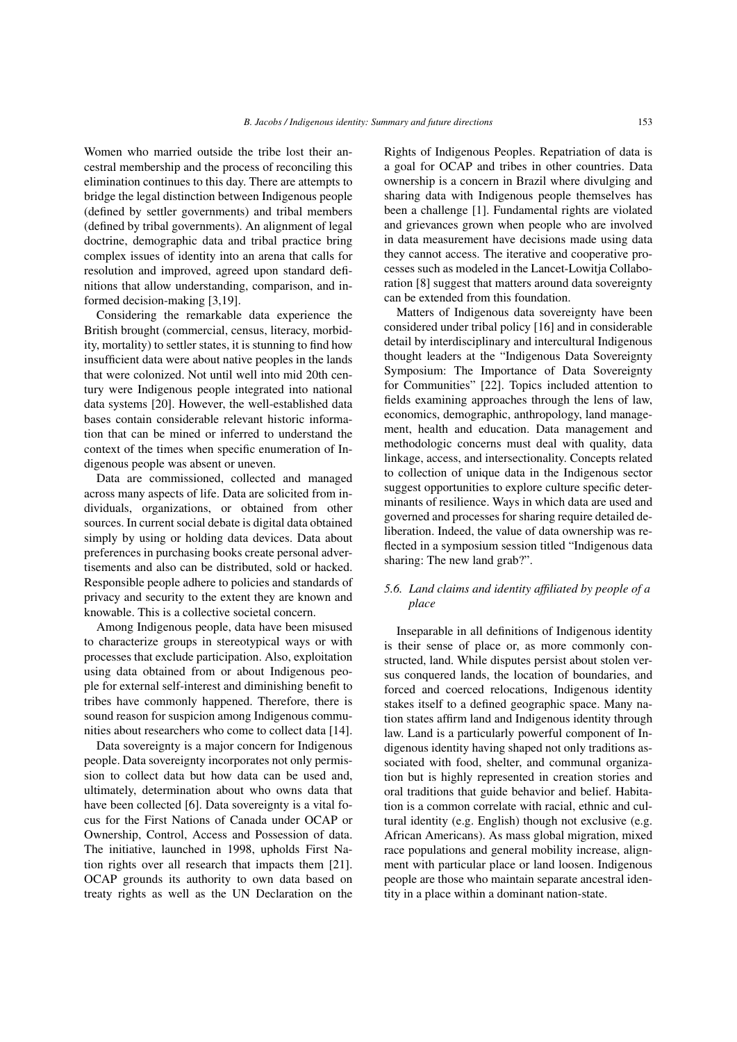Women who married outside the tribe lost their ancestral membership and the process of reconciling this elimination continues to this day. There are attempts to bridge the legal distinction between Indigenous people (defined by settler governments) and tribal members (defined by tribal governments). An alignment of legal doctrine, demographic data and tribal practice bring complex issues of identity into an arena that calls for resolution and improved, agreed upon standard definitions that allow understanding, comparison, and informed decision-making [3,19].

Considering the remarkable data experience the British brought (commercial, census, literacy, morbidity, mortality) to settler states, it is stunning to find how insufficient data were about native peoples in the lands that were colonized. Not until well into mid 20th century were Indigenous people integrated into national data systems [20]. However, the well-established data bases contain considerable relevant historic information that can be mined or inferred to understand the context of the times when specific enumeration of Indigenous people was absent or uneven.

Data are commissioned, collected and managed across many aspects of life. Data are solicited from individuals, organizations, or obtained from other sources. In current social debate is digital data obtained simply by using or holding data devices. Data about preferences in purchasing books create personal advertisements and also can be distributed, sold or hacked. Responsible people adhere to policies and standards of privacy and security to the extent they are known and knowable. This is a collective societal concern.

Among Indigenous people, data have been misused to characterize groups in stereotypical ways or with processes that exclude participation. Also, exploitation using data obtained from or about Indigenous people for external self-interest and diminishing benefit to tribes have commonly happened. Therefore, there is sound reason for suspicion among Indigenous communities about researchers who come to collect data [14].

Data sovereignty is a major concern for Indigenous people. Data sovereignty incorporates not only permission to collect data but how data can be used and, ultimately, determination about who owns data that have been collected [6]. Data sovereignty is a vital focus for the First Nations of Canada under OCAP or Ownership, Control, Access and Possession of data. The initiative, launched in 1998, upholds First Nation rights over all research that impacts them [21]. OCAP grounds its authority to own data based on treaty rights as well as the UN Declaration on the Rights of Indigenous Peoples. Repatriation of data is a goal for OCAP and tribes in other countries. Data ownership is a concern in Brazil where divulging and sharing data with Indigenous people themselves has been a challenge [1]. Fundamental rights are violated and grievances grown when people who are involved in data measurement have decisions made using data they cannot access. The iterative and cooperative processes such as modeled in the Lancet-Lowitja Collaboration [8] suggest that matters around data sovereignty can be extended from this foundation.

Matters of Indigenous data sovereignty have been considered under tribal policy [16] and in considerable detail by interdisciplinary and intercultural Indigenous thought leaders at the "Indigenous Data Sovereignty Symposium: The Importance of Data Sovereignty for Communities" [22]. Topics included attention to fields examining approaches through the lens of law, economics, demographic, anthropology, land management, health and education. Data management and methodologic concerns must deal with quality, data linkage, access, and intersectionality. Concepts related to collection of unique data in the Indigenous sector suggest opportunities to explore culture specific determinants of resilience. Ways in which data are used and governed and processes for sharing require detailed deliberation. Indeed, the value of data ownership was reflected in a symposium session titled "Indigenous data sharing: The new land grab?".

### *5.6. Land claims and identity affiliated by people of a place*

Inseparable in all definitions of Indigenous identity is their sense of place or, as more commonly constructed, land. While disputes persist about stolen versus conquered lands, the location of boundaries, and forced and coerced relocations, Indigenous identity stakes itself to a defined geographic space. Many nation states affirm land and Indigenous identity through law. Land is a particularly powerful component of Indigenous identity having shaped not only traditions associated with food, shelter, and communal organization but is highly represented in creation stories and oral traditions that guide behavior and belief. Habitation is a common correlate with racial, ethnic and cultural identity (e.g. English) though not exclusive (e.g. African Americans). As mass global migration, mixed race populations and general mobility increase, alignment with particular place or land loosen. Indigenous people are those who maintain separate ancestral identity in a place within a dominant nation-state.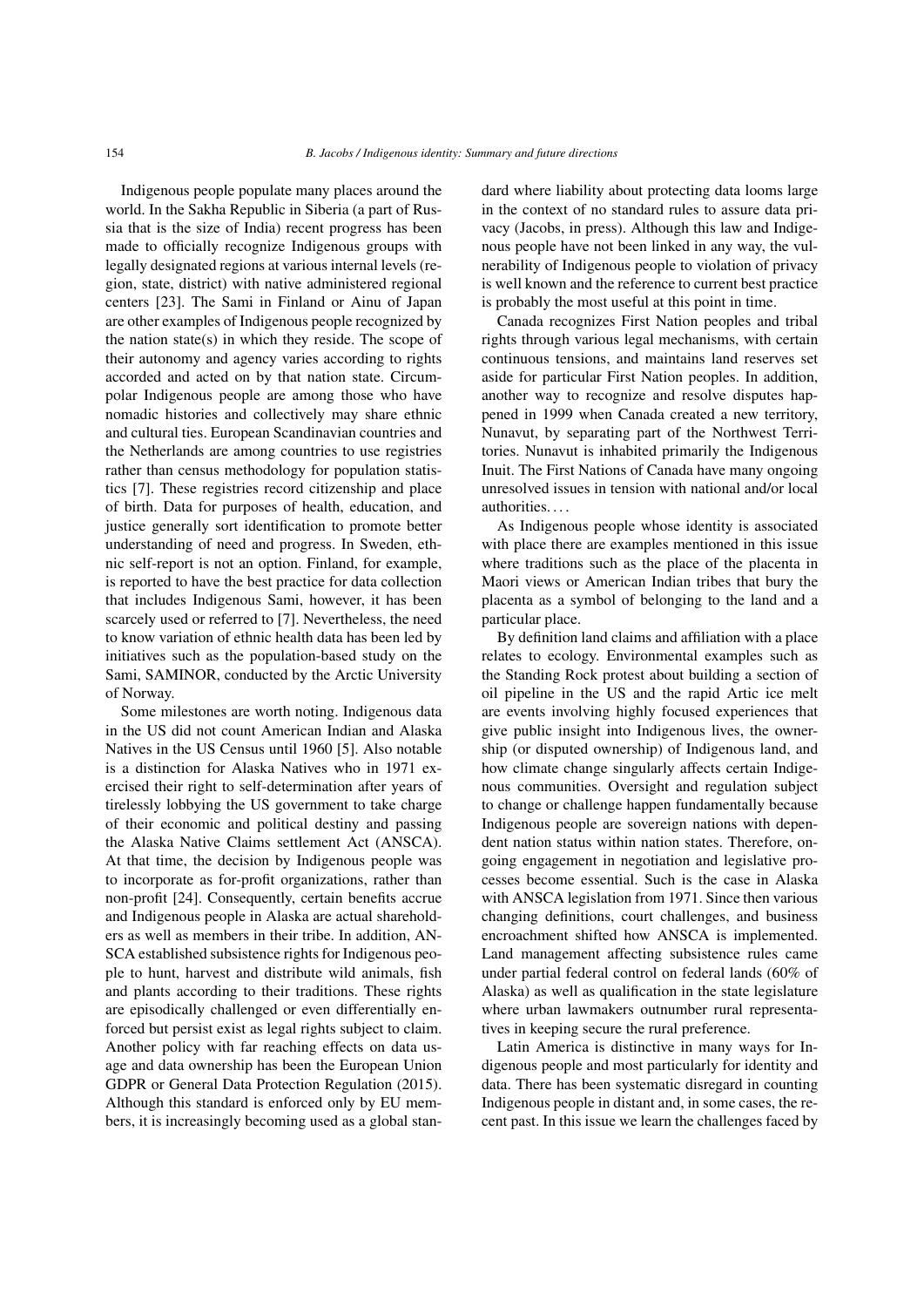Indigenous people populate many places around the world. In the Sakha Republic in Siberia (a part of Russia that is the size of India) recent progress has been made to officially recognize Indigenous groups with legally designated regions at various internal levels (region, state, district) with native administered regional centers [23]. The Sami in Finland or Ainu of Japan are other examples of Indigenous people recognized by the nation state(s) in which they reside. The scope of their autonomy and agency varies according to rights accorded and acted on by that nation state. Circumpolar Indigenous people are among those who have nomadic histories and collectively may share ethnic and cultural ties. European Scandinavian countries and the Netherlands are among countries to use registries rather than census methodology for population statistics [7]. These registries record citizenship and place of birth. Data for purposes of health, education, and justice generally sort identification to promote better understanding of need and progress. In Sweden, ethnic self-report is not an option. Finland, for example, is reported to have the best practice for data collection that includes Indigenous Sami, however, it has been scarcely used or referred to [7]. Nevertheless, the need to know variation of ethnic health data has been led by initiatives such as the population-based study on the Sami, SAMINOR, conducted by the Arctic University of Norway.

Some milestones are worth noting. Indigenous data in the US did not count American Indian and Alaska Natives in the US Census until 1960 [5]. Also notable is a distinction for Alaska Natives who in 1971 exercised their right to self-determination after years of tirelessly lobbying the US government to take charge of their economic and political destiny and passing the Alaska Native Claims settlement Act (ANSCA). At that time, the decision by Indigenous people was to incorporate as for-profit organizations, rather than non-profit [24]. Consequently, certain benefits accrue and Indigenous people in Alaska are actual shareholders as well as members in their tribe. In addition, ANSCA established subsistence rights for Indigenous people to hunt, harvest and distribute wild animals, fish and plants according to their traditions. These rights are episodically challenged or even differentially enforced but persist exist as legal rights subject to claim. Another policy with far reaching effects on data usage and data ownership has been the European Union GDPR or General Data Protection Regulation (2015). Although this standard is enforced only by EU members, it is increasingly becoming used as a global standard where liability about protecting data looms large in the context of no standard rules to assure data privacy (Jacobs, in press). Although this law and Indigenous people have not been linked in any way, the vulnerability of Indigenous people to violation of privacy is well known and the reference to current best practice is probably the most useful at this point in time.

Canada recognizes First Nation peoples and tribal rights through various legal mechanisms, with certain continuous tensions, and maintains land reserves set aside for particular First Nation peoples. In addition, another way to recognize and resolve disputes happened in 1999 when Canada created a new territory, Nunavut, by separating part of the Northwest Territories. Nunavut is inhabited primarily the Indigenous Inuit. The First Nations of Canada have many ongoing unresolved issues in tension with national and/or local authorities. . . .

As Indigenous people whose identity is associated with place there are examples mentioned in this issue where traditions such as the place of the placenta in Maori views or American Indian tribes that bury the placenta as a symbol of belonging to the land and a particular place.

By definition land claims and affiliation with a place relates to ecology. Environmental examples such as the Standing Rock protest about building a section of oil pipeline in the US and the rapid Artic ice melt are events involving highly focused experiences that give public insight into Indigenous lives, the ownership (or disputed ownership) of Indigenous land, and how climate change singularly affects certain Indigenous communities. Oversight and regulation subject to change or challenge happen fundamentally because Indigenous people are sovereign nations with dependent nation status within nation states. Therefore, ongoing engagement in negotiation and legislative processes become essential. Such is the case in Alaska with ANSCA legislation from 1971. Since then various changing definitions, court challenges, and business encroachment shifted how ANSCA is implemented. Land management affecting subsistence rules came under partial federal control on federal lands (60% of Alaska) as well as qualification in the state legislature where urban lawmakers outnumber rural representatives in keeping secure the rural preference.

Latin America is distinctive in many ways for Indigenous people and most particularly for identity and data. There has been systematic disregard in counting Indigenous people in distant and, in some cases, the recent past. In this issue we learn the challenges faced by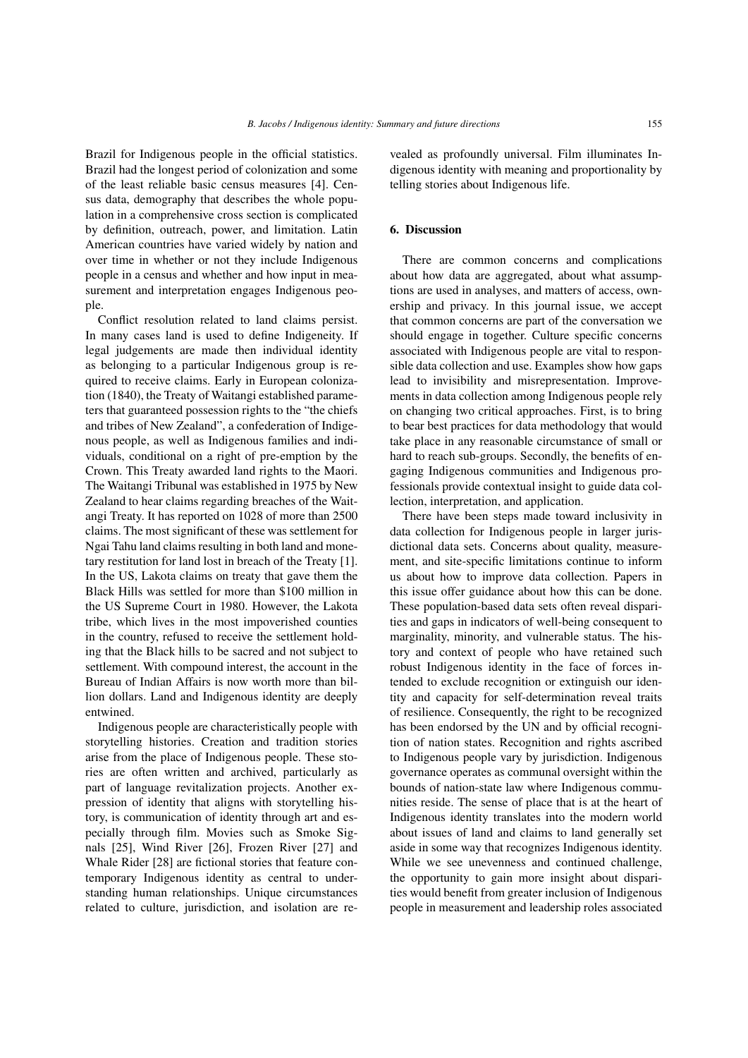Brazil for Indigenous people in the official statistics. Brazil had the longest period of colonization and some of the least reliable basic census measures [4]. Census data, demography that describes the whole population in a comprehensive cross section is complicated by definition, outreach, power, and limitation. Latin American countries have varied widely by nation and over time in whether or not they include Indigenous people in a census and whether and how input in measurement and interpretation engages Indigenous people.

Conflict resolution related to land claims persist. In many cases land is used to define Indigeneity. If legal judgements are made then individual identity as belonging to a particular Indigenous group is required to receive claims. Early in European colonization (1840), the Treaty of Waitangi established parameters that guaranteed possession rights to the "the chiefs and tribes of New Zealand", a confederation of Indigenous people, as well as Indigenous families and individuals, conditional on a right of pre-emption by the Crown. This Treaty awarded land rights to the Maori. The Waitangi Tribunal was established in 1975 by New Zealand to hear claims regarding breaches of the Waitangi Treaty. It has reported on 1028 of more than 2500 claims. The most significant of these was settlement for Ngai Tahu land claims resulting in both land and monetary restitution for land lost in breach of the Treaty [1]. In the US, Lakota claims on treaty that gave them the Black Hills was settled for more than $100 million in the US Supreme Court in 1980. However, the Lakota tribe, which lives in the most impoverished counties in the country, refused to receive the settlement holding that the Black hills to be sacred and not subject to settlement. With compound interest, the account in the Bureau of Indian Affairs is now worth more than billion dollars. Land and Indigenous identity are deeply entwined.

Indigenous people are characteristically people with storytelling histories. Creation and tradition stories arise from the place of Indigenous people. These stories are often written and archived, particularly as part of language revitalization projects. Another expression of identity that aligns with storytelling history, is communication of identity through art and especially through film. Movies such as Smoke Signals [25], Wind River [26], Frozen River [27] and Whale Rider [28] are fictional stories that feature contemporary Indigenous identity as central to understanding human relationships. Unique circumstances related to culture, jurisdiction, and isolation are revealed as profoundly universal. Film illuminates Indigenous identity with meaning and proportionality by telling stories about Indigenous life.

## 6. Discussion

There are common concerns and complications about how data are aggregated, about what assumptions are used in analyses, and matters of access, ownership and privacy. In this journal issue, we accept that common concerns are part of the conversation we should engage in together. Culture specific concerns associated with Indigenous people are vital to responsible data collection and use. Examples show how gaps lead to invisibility and misrepresentation. Improvements in data collection among Indigenous people rely on changing two critical approaches. First, is to bring to bear best practices for data methodology that would take place in any reasonable circumstance of small or hard to reach sub-groups. Secondly, the benefits of engaging Indigenous communities and Indigenous professionals provide contextual insight to guide data collection, interpretation, and application.

There have been steps made toward inclusivity in data collection for Indigenous people in larger jurisdictional data sets. Concerns about quality, measurement, and site-specific limitations continue to inform us about how to improve data collection. Papers in this issue offer guidance about how this can be done. These population-based data sets often reveal disparities and gaps in indicators of well-being consequent to marginality, minority, and vulnerable status. The history and context of people who have retained such robust Indigenous identity in the face of forces intended to exclude recognition or extinguish our identity and capacity for self-determination reveal traits of resilience. Consequently, the right to be recognized has been endorsed by the UN and by official recognition of nation states. Recognition and rights ascribed to Indigenous people vary by jurisdiction. Indigenous governance operates as communal oversight within the bounds of nation-state law where Indigenous communities reside. The sense of place that is at the heart of Indigenous identity translates into the modern world about issues of land and claims to land generally set aside in some way that recognizes Indigenous identity. While we see unevenness and continued challenge, the opportunity to gain more insight about disparities would benefit from greater inclusion of Indigenous people in measurement and leadership roles associated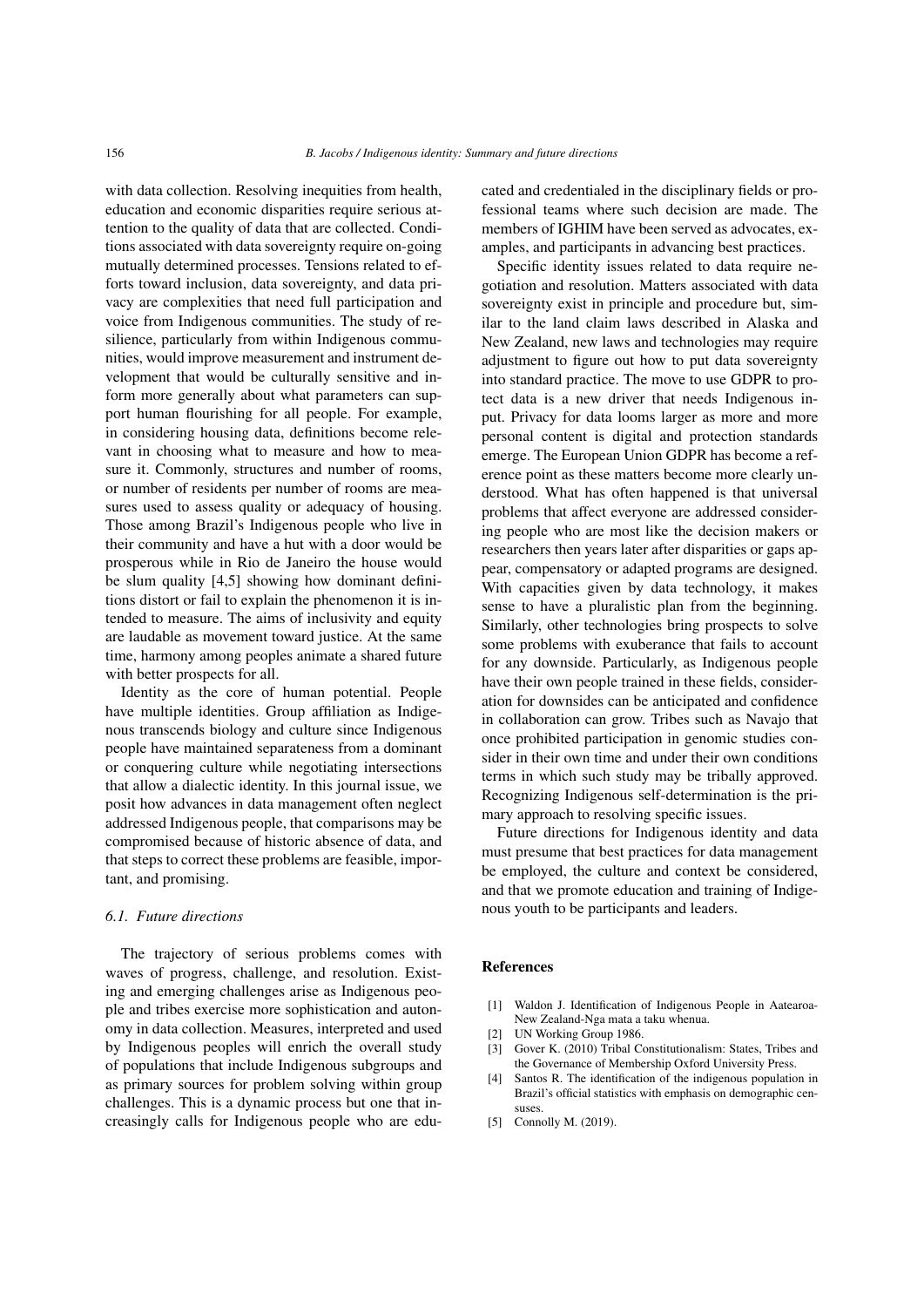with data collection. Resolving inequities from health, education and economic disparities require serious attention to the quality of data that are collected. Conditions associated with data sovereignty require on-going mutually determined processes. Tensions related to efforts toward inclusion, data sovereignty, and data privacy are complexities that need full participation and voice from Indigenous communities. The study of resilience, particularly from within Indigenous communities, would improve measurement and instrument development that would be culturally sensitive and inform more generally about what parameters can support human flourishing for all people. For example, in considering housing data, definitions become relevant in choosing what to measure and how to measure it. Commonly, structures and number of rooms, or number of residents per number of rooms are measures used to assess quality or adequacy of housing. Those among Brazil's Indigenous people who live in their community and have a hut with a door would be prosperous while in Rio de Janeiro the house would be slum quality [4,5] showing how dominant definitions distort or fail to explain the phenomenon it is intended to measure. The aims of inclusivity and equity are laudable as movement toward justice. At the same time, harmony among peoples animate a shared future with better prospects for all.

Identity as the core of human potential. People have multiple identities. Group affiliation as Indigenous transcends biology and culture since Indigenous people have maintained separateness from a dominant or conquering culture while negotiating intersections that allow a dialectic identity. In this journal issue, we posit how advances in data management often neglect addressed Indigenous people, that comparisons may be compromised because of historic absence of data, and that steps to correct these problems are feasible, important, and promising.

### *6.1. Future directions*

The trajectory of serious problems comes with waves of progress, challenge, and resolution. Existing and emerging challenges arise as Indigenous people and tribes exercise more sophistication and autonomy in data collection. Measures, interpreted and used by Indigenous peoples will enrich the overall study of populations that include Indigenous subgroups and as primary sources for problem solving within group challenges. This is a dynamic process but one that increasingly calls for Indigenous people who are educated and credentialed in the disciplinary fields or professional teams where such decision are made. The members of IGHIM have been served as advocates, examples, and participants in advancing best practices.

Specific identity issues related to data require negotiation and resolution. Matters associated with data sovereignty exist in principle and procedure but, similar to the land claim laws described in Alaska and New Zealand, new laws and technologies may require adjustment to figure out how to put data sovereignty into standard practice. The move to use GDPR to protect data is a new driver that needs Indigenous input. Privacy for data looms larger as more and more personal content is digital and protection standards emerge. The European Union GDPR has become a reference point as these matters become more clearly understood. What has often happened is that universal problems that affect everyone are addressed considering people who are most like the decision makers or researchers then years later after disparities or gaps appear, compensatory or adapted programs are designed. With capacities given by data technology, it makes sense to have a pluralistic plan from the beginning. Similarly, other technologies bring prospects to solve some problems with exuberance that fails to account for any downside. Particularly, as Indigenous people have their own people trained in these fields, consideration for downsides can be anticipated and confidence in collaboration can grow. Tribes such as Navajo that once prohibited participation in genomic studies consider in their own time and under their own conditions terms in which such study may be tribally approved. Recognizing Indigenous self-determination is the primary approach to resolving specific issues.

Future directions for Indigenous identity and data must presume that best practices for data management be employed, the culture and context be considered, and that we promote education and training of Indigenous youth to be participants and leaders.

## References

[1] Waldon J. Identification of Indigenous People in Aatearoa-New Zealand-Nga mata a taku whenua.

[2] UN Working Group 1986.

[3] Gover K. (2010) Tribal Constitutionalism: States, Tribes and the Governance of Membership Oxford University Press.

[4] Santos R. The identification of the indigenous population in Brazil's official statistics with emphasis on demographic censuses.

[5] Connolly M. (2019).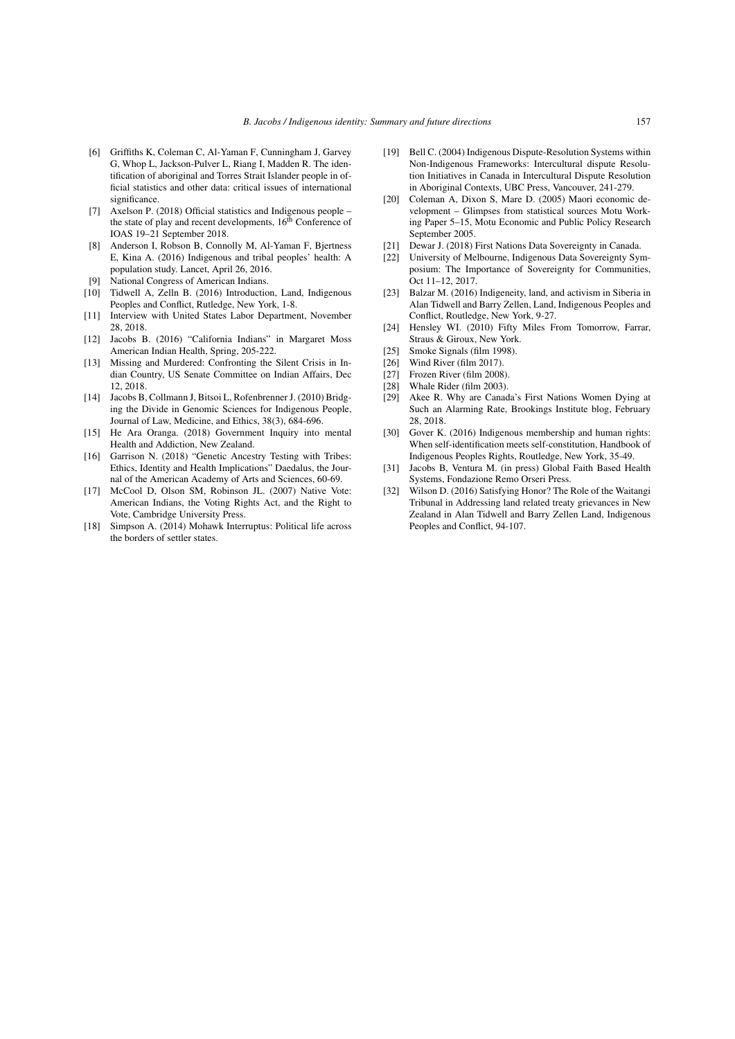[6] Griffiths K, Coleman C, Al-Yaman F, Cunningham J, Garvey G, Whop L, Jackson-Pulver L, Riang I, Madden R. The identification of aboriginal and Torres Strait Islander people in official statistics and other data: critical issues of international significance.

[7] Axelson P. (2018) Official statistics and Indigenous people – the state of play and recent developments, 16th Conference of IOAS 19–21 September 2018.

[8] Anderson I, Robson B, Connolly M, Al-Yaman F, Bjertness E, Kina A. (2016) Indigenous and tribal peoples' health: A population study. Lancet, April 26, 2016.

[9] National Congress of American Indians.

[10] Tidwell A, Zelln B. (2016) Introduction, Land, Indigenous Peoples and Conflict, Rutledge, New York, 1-8.

[11] Interview with United States Labor Department, November 28, 2018.

[12] Jacobs B. (2016) "California Indians" in Margaret Moss American Indian Health, Spring, 205-222.

[13] Missing and Murdered: Confronting the Silent Crisis in Indian Country, US Senate Committee on Indian Affairs, Dec 12, 2018.

[14] Jacobs B, Collmann J, Bitsoi L, Rofenbrenner J. (2010) Bridging the Divide in Genomic Sciences for Indigenous People, Journal of Law, Medicine, and Ethics, 38(3), 684-696.

[15] He Ara Oranga. (2018) Government Inquiry into mental Health and Addiction, New Zealand.

[16] Garrison N. (2018) "Genetic Ancestry Testing with Tribes: Ethics, Identity and Health Implications" Daedalus, the Journal of the American Academy of Arts and Sciences, 60-69.

[17] McCool D, Olson SM, Robinson JL. (2007) Native Vote: American Indians, the Voting Rights Act, and the Right to Vote, Cambridge University Press.

[18] Simpson A. (2014) Mohawk Interruptus: Political life across the borders of settler states.

[19] Bell C. (2004) Indigenous Dispute-Resolution Systems within Non-Indigenous Frameworks: Intercultural dispute Resolution Initiatives in Canada in Intercultural Dispute Resolution in Aboriginal Contexts, UBC Press, Vancouver, 241-279.

[20] Coleman A, Dixon S, Mare D. (2005) Maori economic development – Glimpses from statistical sources Motu Working Paper 5–15, Motu Economic and Public Policy Research September 2005.

[21] Dewar J. (2018) First Nations Data Sovereignty in Canada.

[22] University of Melbourne, Indigenous Data Sovereignty Symposium: The Importance of Sovereignty for Communities, Oct 11–12, 2017.

[23] Balzar M. (2016) Indigeneity, land, and activism in Siberia in Alan Tidwell and Barry Zellen, Land, Indigenous Peoples and Conflict, Routledge, New York, 9-27.

[24] Hensley WI. (2010) Fifty Miles From Tomorrow, Farrar, Straus & Giroux, New York.

[25] Smoke Signals (film 1998).

[26] Wind River (film 2017).

[27] Frozen River (film 2008).

[28] Whale Rider (film 2003).

[29] Akee R. Why are Canada's First Nations Women Dying at Such an Alarming Rate, Brookings Institute blog, February 28, 2018.

[30] Gover K. (2016) Indigenous membership and human rights: When self-identification meets self-constitution, Handbook of Indigenous Peoples Rights, Routledge, New York, 35-49.

[31] Jacobs B, Ventura M. (in press) Global Faith Based Health Systems, Fondazione Remo Orseri Press.

[32] Wilson D. (2016) Satisfying Honor? The Role of the Waitangi Tribunal in Addressing land related treaty grievances in New Zealand in Alan Tidwell and Barry Zellen Land, Indigenous Peoples and Conflict, 94-107.